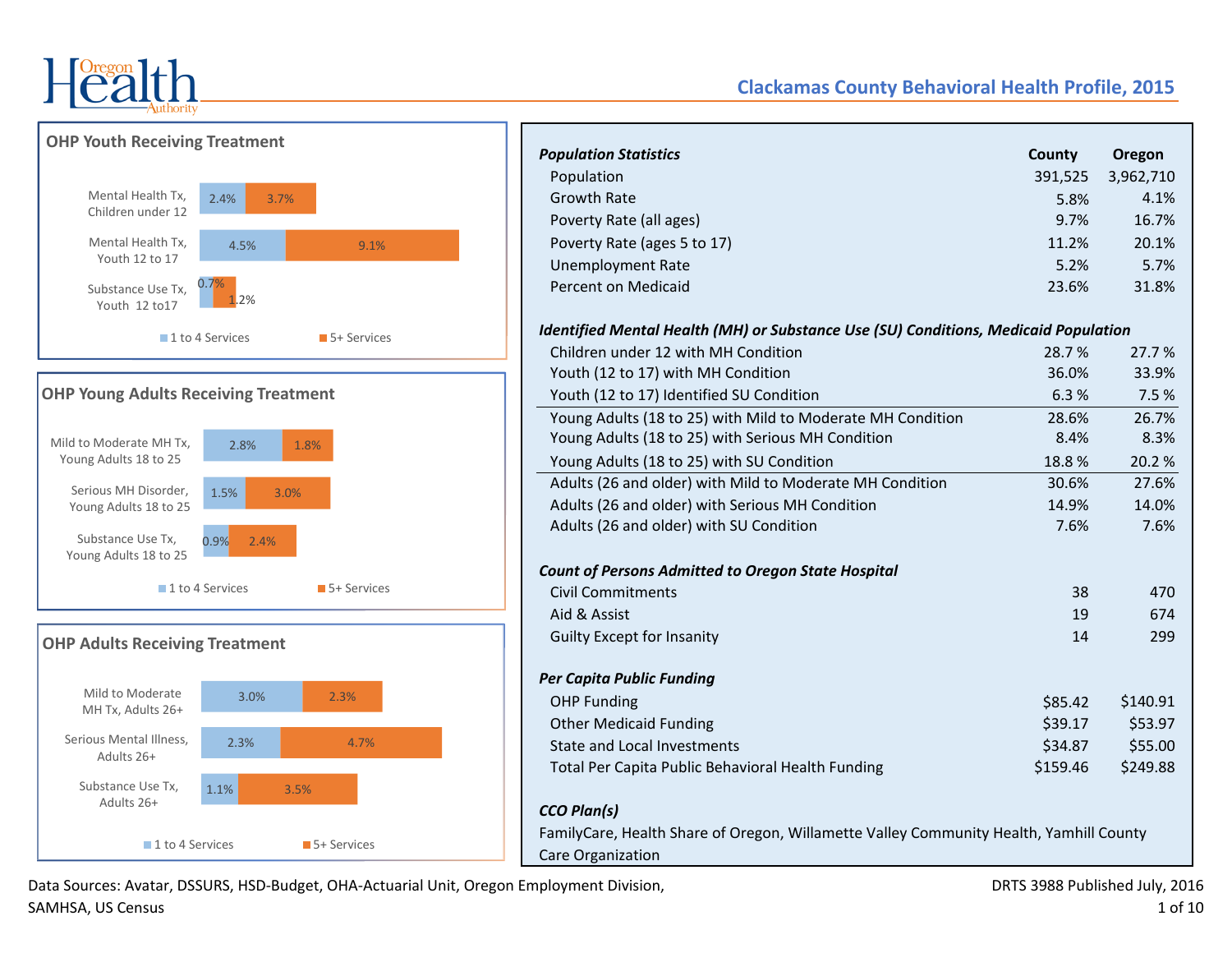# Clackamas County Behavioral Health Profile, 2015

## OHP Youth Receiving Treatment

| | 1 to 4 Services | 5+ Services |
|---|---|---|
| Mental Health Tx, Children under 12 | 2.4% | 3.7% |
| Mental Health Tx, Youth 12 to 17 | 4.5% | 9.1% |
| Substance Use Tx, Youth 12 to17 | 0.7% | 1.2% |

## OHP Young Adults Receiving Treatment

| | 1 to 4 Services | 5+ Services |
|---|---|---|
| Mild to Moderate MH Tx, Young Adults 18 to 25 | 2.8% | 1.8% |
| Serious MH Disorder, Young Adults 18 to 25 | 1.5% | 3.0% |
| Substance Use Tx, Young Adults 18 to 25 | 0.9% | 2.4% |

## OHP Adults Receiving Treatment

| | 1 to 4 Services | 5+ Services |
|---|---|---|
| Mild to Moderate MH Tx, Adults 26+ | 3.0% | 2.3% |
| Serious Mental Illness, Adults 26+ | 2.3% | 4.7% |
| Substance Use Tx, Adults 26+ | 1.1% | 3.5% |

| ***Population Statistics*** | **County** | **Oregon** |
|---|---|---|
| Population | 391,525 | 3,962,710 |
| Growth Rate | 5.8% | 4.1% |
| Poverty Rate (all ages) | 9.7% | 16.7% |
| Poverty Rate (ages 5 to 17) | 11.2% | 20.1% |
| Unemployment Rate | 5.2% | 5.7% |
| Percent on Medicaid | 23.6% | 31.8% |
| ***Identified Mental Health (MH) or Substance Use (SU) Conditions, Medicaid Population*** | | |
| Children under 12 with MH Condition | 28.7 % | 27.7 % |
| Youth (12 to 17) with MH Condition | 36.0% | 33.9% |
| Youth (12 to 17) Identified SU Condition | 6.3 % | 7.5 % |
| Young Adults (18 to 25) with Mild to Moderate MH Condition | 28.6% | 26.7% |
| Young Adults (18 to 25) with Serious MH Condition | 8.4% | 8.3% |
| Young Adults (18 to 25) with SU Condition | 18.8 % | 20.2 % |
| Adults (26 and older) with Mild to Moderate MH Condition | 30.6% | 27.6% |
| Adults (26 and older) with Serious MH Condition | 14.9% | 14.0% |
| Adults (26 and older) with SU Condition | 7.6% | 7.6% |
| ***Count of Persons Admitted to Oregon State Hospital*** | | |
| Civil Commitments | 38 | 470 |
| Aid & Assist | 19 | 674 |
| Guilty Except for Insanity | 14 | 299 |
| ***Per Capita Public Funding*** | | |
| OHP Funding | $85.42 | $140.91 |
| Other Medicaid Funding | $39.17 | $53.97 |
| State and Local Investments | $34.87 | $55.00 |
| Total Per Capita Public Behavioral Health Funding | $159.46 | $249.88 |

***CCO Plan(s)***

FamilyCare, Health Share of Oregon, Willamette Valley Community Health, Yamhill County Care Organization

Data Sources: Avatar, DSSURS, HSD-Budget, OHA-Actuarial Unit, Oregon Employment Division, SAMHSA, US Census

DRTS 3988 Published July, 2016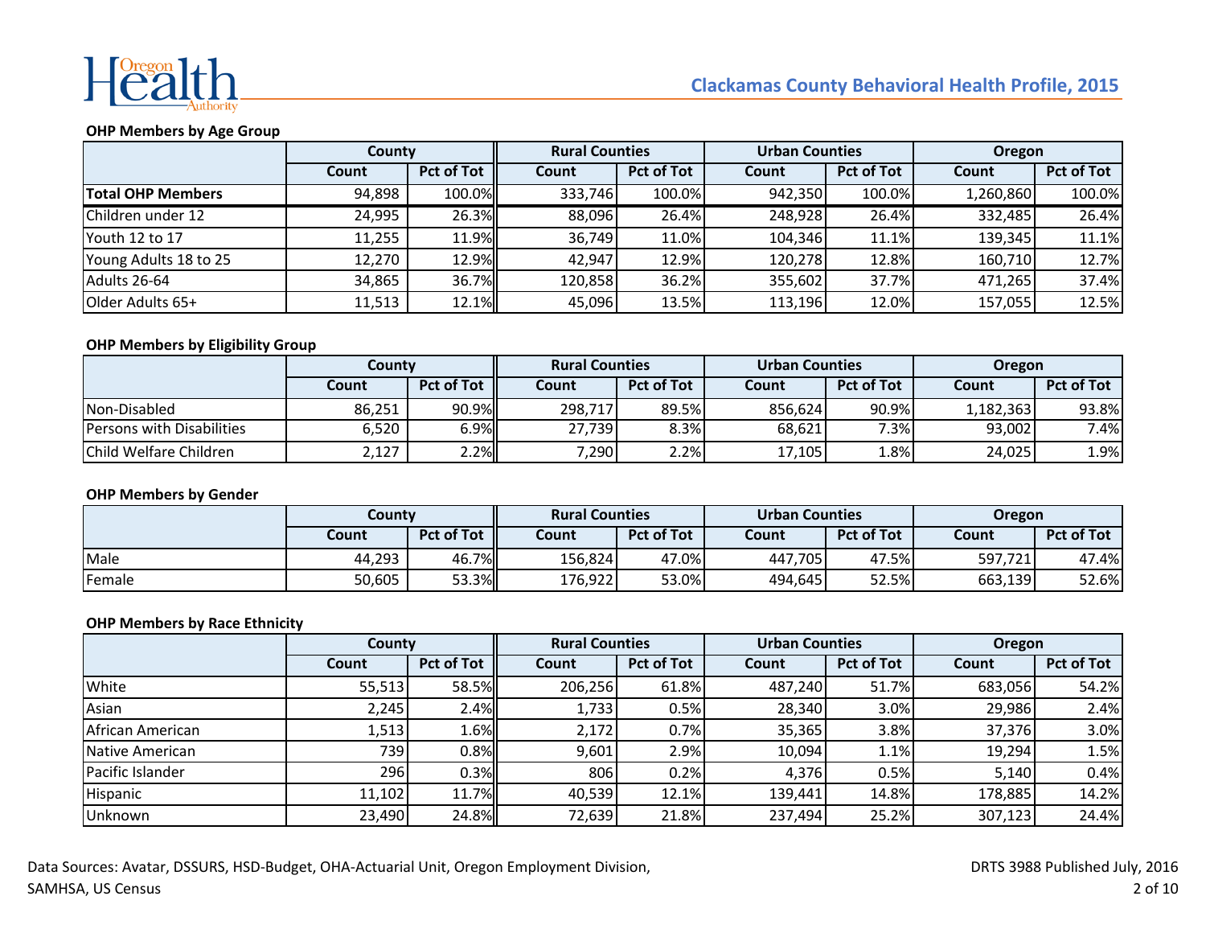## OHP Members by Age Group

| | County | | Rural Counties | | Urban Counties | | Oregon | |
|---|---|---|---|---|---|---|---|---|
| | Count | Pct of Tot | Count | Pct of Tot | Count | Pct of Tot | Count | Pct of Tot |
| **Total OHP Members** | 94,898 | 100.0% | 333,746 | 100.0% | 942,350 | 100.0% | 1,260,860 | 100.0% |
| Children under 12 | 24,995 | 26.3% | 88,096 | 26.4% | 248,928 | 26.4% | 332,485 | 26.4% |
| Youth 12 to 17 | 11,255 | 11.9% | 36,749 | 11.0% | 104,346 | 11.1% | 139,345 | 11.1% |
| Young Adults 18 to 25 | 12,270 | 12.9% | 42,947 | 12.9% | 120,278 | 12.8% | 160,710 | 12.7% |
| Adults 26-64 | 34,865 | 36.7% | 120,858 | 36.2% | 355,602 | 37.7% | 471,265 | 37.4% |
| Older Adults 65+ | 11,513 | 12.1% | 45,096 | 13.5% | 113,196 | 12.0% | 157,055 | 12.5% |

## OHP Members by Eligibility Group

| | County | | Rural Counties | | Urban Counties | | Oregon | |
|---|---|---|---|---|---|---|---|---|
| | Count | Pct of Tot | Count | Pct of Tot | Count | Pct of Tot | Count | Pct of Tot |
| Non-Disabled | 86,251 | 90.9% | 298,717 | 89.5% | 856,624 | 90.9% | 1,182,363 | 93.8% |
| Persons with Disabilities | 6,520 | 6.9% | 27,739 | 8.3% | 68,621 | 7.3% | 93,002 | 7.4% |
| Child Welfare Children | 2,127 | 2.2% | 7,290 | 2.2% | 17,105 | 1.8% | 24,025 | 1.9% |

## OHP Members by Gender

| | County | | Rural Counties | | Urban Counties | | Oregon | |
|---|---|---|---|---|---|---|---|---|
| | Count | Pct of Tot | Count | Pct of Tot | Count | Pct of Tot | Count | Pct of Tot |
| Male | 44,293 | 46.7% | 156,824 | 47.0% | 447,705 | 47.5% | 597,721 | 47.4% |
| Female | 50,605 | 53.3% | 176,922 | 53.0% | 494,645 | 52.5% | 663,139 | 52.6% |

## OHP Members by Race Ethnicity

| | County | | Rural Counties | | Urban Counties | | Oregon | |
|---|---|---|---|---|---|---|---|---|
| | Count | Pct of Tot | Count | Pct of Tot | Count | Pct of Tot | Count | Pct of Tot |
| White | 55,513 | 58.5% | 206,256 | 61.8% | 487,240 | 51.7% | 683,056 | 54.2% |
| Asian | 2,245 | 2.4% | 1,733 | 0.5% | 28,340 | 3.0% | 29,986 | 2.4% |
| African American | 1,513 | 1.6% | 2,172 | 0.7% | 35,365 | 3.8% | 37,376 | 3.0% |
| Native American | 739 | 0.8% | 9,601 | 2.9% | 10,094 | 1.1% | 19,294 | 1.5% |
| Pacific Islander | 296 | 0.3% | 806 | 0.2% | 4,376 | 0.5% | 5,140 | 0.4% |
| Hispanic | 11,102 | 11.7% | 40,539 | 12.1% | 139,441 | 14.8% | 178,885 | 14.2% |
| Unknown | 23,490 | 24.8% | 72,639 | 21.8% | 237,494 | 25.2% | 307,123 | 24.4% |

Data Sources: Avatar, DSSURS, HSD-Budget, OHA-Actuarial Unit, Oregon Employment Division, SAMHSA, US Census

DRTS 3988 Published July, 2016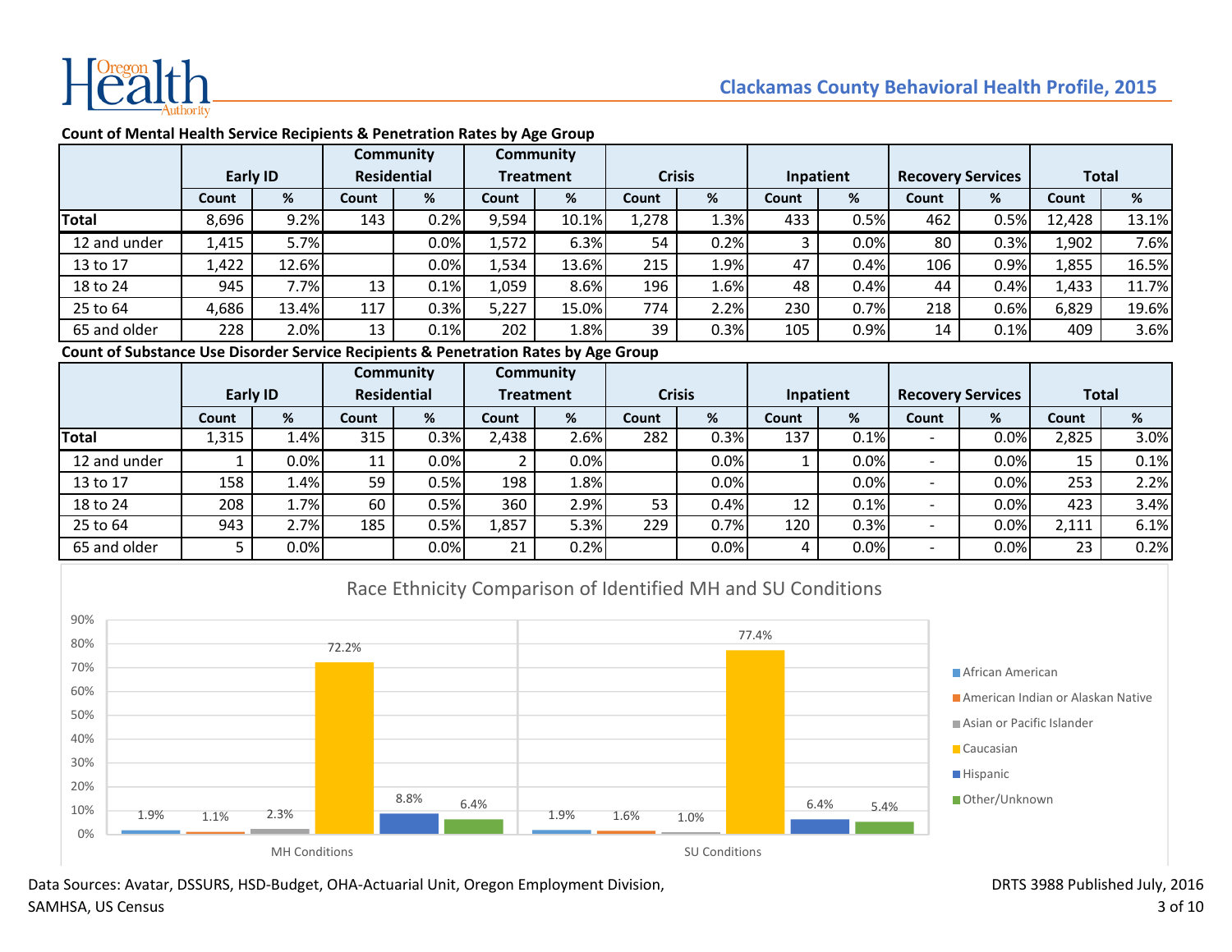**Count of Mental Health Service Recipients & Penetration Rates by Age Group**

| | Early ID | | Community Residential | | Community Treatment | | Crisis | | Inpatient | | Recovery Services | | Total | |
|---|---|---|---|---|---|---|---|---|---|---|---|---|---|---|
| | Count | % | Count | % | Count | % | Count | % | Count | % | Count | % | Count | % |
| **Total** | 8,696 | 9.2% | 143 | 0.2% | 9,594 | 10.1% | 1,278 | 1.3% | 433 | 0.5% | 462 | 0.5% | 12,428 | 13.1% |
| 12 and under | 1,415 | 5.7% | | 0.0% | 1,572 | 6.3% | 54 | 0.2% | 3 | 0.0% | 80 | 0.3% | 1,902 | 7.6% |
| 13 to 17 | 1,422 | 12.6% | | 0.0% | 1,534 | 13.6% | 215 | 1.9% | 47 | 0.4% | 106 | 0.9% | 1,855 | 16.5% |
| 18 to 24 | 945 | 7.7% | 13 | 0.1% | 1,059 | 8.6% | 196 | 1.6% | 48 | 0.4% | 44 | 0.4% | 1,433 | 11.7% |
| 25 to 64 | 4,686 | 13.4% | 117 | 0.3% | 5,227 | 15.0% | 774 | 2.2% | 230 | 0.7% | 218 | 0.6% | 6,829 | 19.6% |
| 65 and older | 228 | 2.0% | 13 | 0.1% | 202 | 1.8% | 39 | 0.3% | 105 | 0.9% | 14 | 0.1% | 409 | 3.6% |

**Count of Substance Use Disorder Service Recipients & Penetration Rates by Age Group**

| | Early ID | | Community Residential | | Community Treatment | | Crisis | | Inpatient | | Recovery Services | | Total | |
|---|---|---|---|---|---|---|---|---|---|---|---|---|---|---|
| | Count | % | Count | % | Count | % | Count | % | Count | % | Count | % | Count | % |
| **Total** | 1,315 | 1.4% | 315 | 0.3% | 2,438 | 2.6% | 282 | 0.3% | 137 | 0.1% | - | 0.0% | 2,825 | 3.0% |
| 12 and under | 1 | 0.0% | 11 | 0.0% | 2 | 0.0% | | 0.0% | 1 | 0.0% | - | 0.0% | 15 | 0.1% |
| 13 to 17 | 158 | 1.4% | 59 | 0.5% | 198 | 1.8% | | 0.0% | | 0.0% | - | 0.0% | 253 | 2.2% |
| 18 to 24 | 208 | 1.7% | 60 | 0.5% | 360 | 2.9% | 53 | 0.4% | 12 | 0.1% | - | 0.0% | 423 | 3.4% |
| 25 to 64 | 943 | 2.7% | 185 | 0.5% | 1,857 | 5.3% | 229 | 0.7% | 120 | 0.3% | - | 0.0% | 2,111 | 6.1% |
| 65 and older | 5 | 0.0% | | 0.0% | 21 | 0.2% | | 0.0% | 4 | 0.0% | - | 0.0% | 23 | 0.2% |

**Race Ethnicity Comparison of Identified MH and SU Conditions**

| | African American | American Indian or Alaskan Native | Asian or Pacific Islander | Caucasian | Hispanic | Other/Unknown |
|---|---|---|---|---|---|---|
| MH Conditions | 1.9% | 1.1% | 2.3% | 72.2% | 8.8% | 6.4% |
| SU Conditions | 1.9% | 1.6% | 1.0% | 77.4% | 6.4% | 5.4% |

Data Sources: Avatar, DSSURS, HSD-Budget, OHA-Actuarial Unit, Oregon Employment Division, SAMHSA, US Census

DRTS 3988 Published July, 2016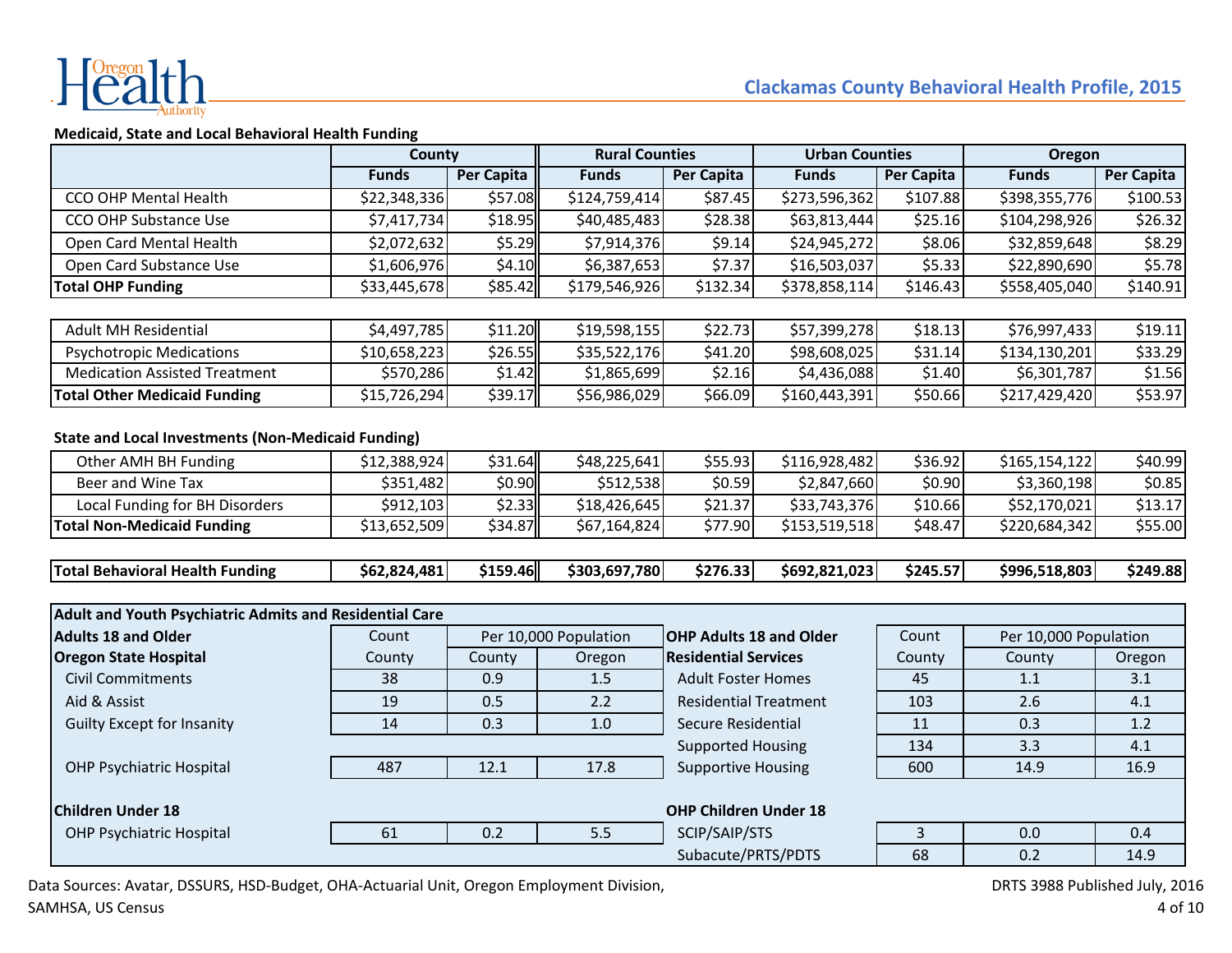# Clackamas County Behavioral Health Profile, 2015

## Medicaid, State and Local Behavioral Health Funding

| | County | | Rural Counties | | Urban Counties | | Oregon | |
|---|---|---|---|---|---|---|---|---|
| | Funds | Per Capita | Funds | Per Capita | Funds | Per Capita | Funds | Per Capita |
| CCO OHP Mental Health | $22,348,336 | $57.08 | $124,759,414 | $87.45 | $273,596,362 | $107.88 | $398,355,776 | $100.53 |
| CCO OHP Substance Use | $7,417,734 | $18.95 | $40,485,483 | $28.38 | $63,813,444 | $25.16 | $104,298,926 | $26.32 |
| Open Card Mental Health | $2,072,632 | $5.29 | $7,914,376 | $9.14 | $24,945,272 | $8.06 | $32,859,648 | $8.29 |
| Open Card Substance Use | $1,606,976 | $4.10 | $6,387,653 | $7.37 | $16,503,037 | $5.33 | $22,890,690 | $5.78 |
| **Total OHP Funding** | $33,445,678 | $85.42 | $179,546,926 | $132.34 | $378,858,114 | $146.43 | $558,405,040 | $140.91 |
| Adult MH Residential | $4,497,785 | $11.20 | $19,598,155 | $22.73 | $57,399,278 | $18.13 | $76,997,433 | $19.11 |
| Psychotropic Medications | $10,658,223 | $26.55 | $35,522,176 | $41.20 | $98,608,025 | $31.14 | $134,130,201 | $33.29 |
| Medication Assisted Treatment | $570,286 | $1.42 | $1,865,699 | $2.16 | $4,436,088 | $1.40 | $6,301,787 | $1.56 |
| **Total Other Medicaid Funding** | $15,726,294 | $39.17 | $56,986,029 | $66.09 | $160,443,391 | $50.66 | $217,429,420 | $53.97 |

### State and Local Investments (Non-Medicaid Funding)

| | County | | Rural Counties | | Urban Counties | | Oregon | |
|---|---|---|---|---|---|---|---|---|
| | Funds | Per Capita | Funds | Per Capita | Funds | Per Capita | Funds | Per Capita |
| Other AMH BH Funding | $12,388,924 | $31.64 | $48,225,641 | $55.93 | $116,928,482 | $36.92 | $165,154,122 | $40.99 |
| Beer and Wine Tax | $351,482 | $0.90 | $512,538 | $0.59 | $2,847,660 | $0.90 | $3,360,198 | $0.85 |
| Local Funding for BH Disorders | $912,103 | $2.33 | $18,426,645 | $21.37 | $33,743,376 | $10.66 | $52,170,021 | $13.17 |
| **Total Non-Medicaid Funding** | $13,652,509 | $34.87 | $67,164,824 | $77.90 | $153,519,518 | $48.47 | $220,684,342 | $55.00 |
| **Total Behavioral Health Funding** | **$62,824,481** | **$159.46** | **$303,697,780** | **$276.33** | **$692,821,023** | **$245.57** | **$996,518,803** | **$249.88** |

## Adult and Youth Psychiatric Admits and Residential Care

| **Adults 18 and Older** | Count | Per 10,000 Population | |
|---|---|---|---|
| **Oregon State Hospital** | County | County | Oregon |
| Civil Commitments | 38 | 0.9 | 1.5 |
| Aid & Assist | 19 | 0.5 | 2.2 |
| Guilty Except for Insanity | 14 | 0.3 | 1.0 |
| OHP Psychiatric Hospital | 487 | 12.1 | 17.8 |
| **Children Under 18** | | | |
| OHP Psychiatric Hospital | 61 | 0.2 | 5.5 |

| **OHP Adults 18 and Older** | Count | Per 10,000 Population | |
|---|---|---|---|
| **Residential Services** | County | County | Oregon |
| Adult Foster Homes | 45 | 1.1 | 3.1 |
| Residential Treatment | 103 | 2.6 | 4.1 |
| Secure Residential | 11 | 0.3 | 1.2 |
| Supported Housing | 134 | 3.3 | 4.1 |
| Supportive Housing | 600 | 14.9 | 16.9 |
| **OHP Children Under 18** | | | |
| SCIP/SAIP/STS | 3 | 0.0 | 0.4 |
| Subacute/PRTS/PDTS | 68 | 0.2 | 14.9 |

Data Sources: Avatar, DSSURS, HSD-Budget, OHA-Actuarial Unit, Oregon Employment Division, SAMHSA, US Census

DRTS 3988 Published July, 2016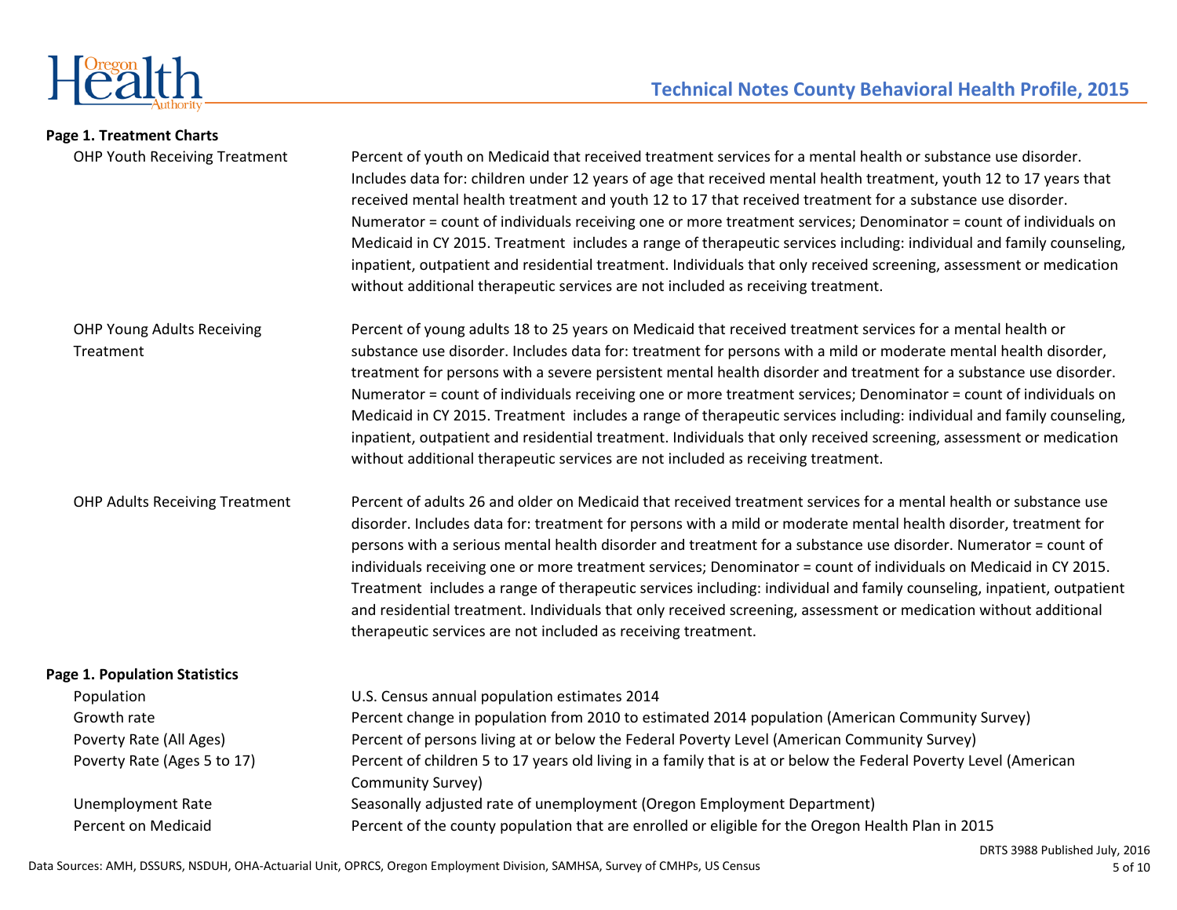# Technical Notes County Behavioral Health Profile, 2015

## Page 1. Treatment Charts

| | |
|---|---|
| OHP Youth Receiving Treatment | Percent of youth on Medicaid that received treatment services for a mental health or substance use disorder. Includes data for: children under 12 years of age that received mental health treatment, youth 12 to 17 years that received mental health treatment and youth 12 to 17 that received treatment for a substance use disorder. Numerator = count of individuals receiving one or more treatment services; Denominator = count of individuals on Medicaid in CY 2015. Treatment includes a range of therapeutic services including: individual and family counseling, inpatient, outpatient and residential treatment. Individuals that only received screening, assessment or medication without additional therapeutic services are not included as receiving treatment. |
| OHP Young Adults Receiving Treatment | Percent of young adults 18 to 25 years on Medicaid that received treatment services for a mental health or substance use disorder. Includes data for: treatment for persons with a mild or moderate mental health disorder, treatment for persons with a severe persistent mental health disorder and treatment for a substance use disorder. Numerator = count of individuals receiving one or more treatment services; Denominator = count of individuals on Medicaid in CY 2015. Treatment includes a range of therapeutic services including: individual and family counseling, inpatient, outpatient and residential treatment. Individuals that only received screening, assessment or medication without additional therapeutic services are not included as receiving treatment. |
| OHP Adults Receiving Treatment | Percent of adults 26 and older on Medicaid that received treatment services for a mental health or substance use disorder. Includes data for: treatment for persons with a mild or moderate mental health disorder, treatment for persons with a serious mental health disorder and treatment for a substance use disorder. Numerator = count of individuals receiving one or more treatment services; Denominator = count of individuals on Medicaid in CY 2015. Treatment includes a range of therapeutic services including: individual and family counseling, inpatient, outpatient and residential treatment. Individuals that only received screening, assessment or medication without additional therapeutic services are not included as receiving treatment. |

## Page 1. Population Statistics

| | |
|---|---|
| Population | U.S. Census annual population estimates 2014 |
| Growth rate | Percent change in population from 2010 to estimated 2014 population (American Community Survey) |
| Poverty Rate (All Ages) | Percent of persons living at or below the Federal Poverty Level (American Community Survey) |
| Poverty Rate (Ages 5 to 17) | Percent of children 5 to 17 years old living in a family that is at or below the Federal Poverty Level (American Community Survey) |
| Unemployment Rate | Seasonally adjusted rate of unemployment (Oregon Employment Department) |
| Percent on Medicaid | Percent of the county population that are enrolled or eligible for the Oregon Health Plan in 2015 |

DRTS 3988 Published July, 2016

Data Sources: AMH, DSSURS, NSDUH, OHA-Actuarial Unit, OPRCS, Oregon Employment Division, SAMHSA, Survey of CMHPs, US Census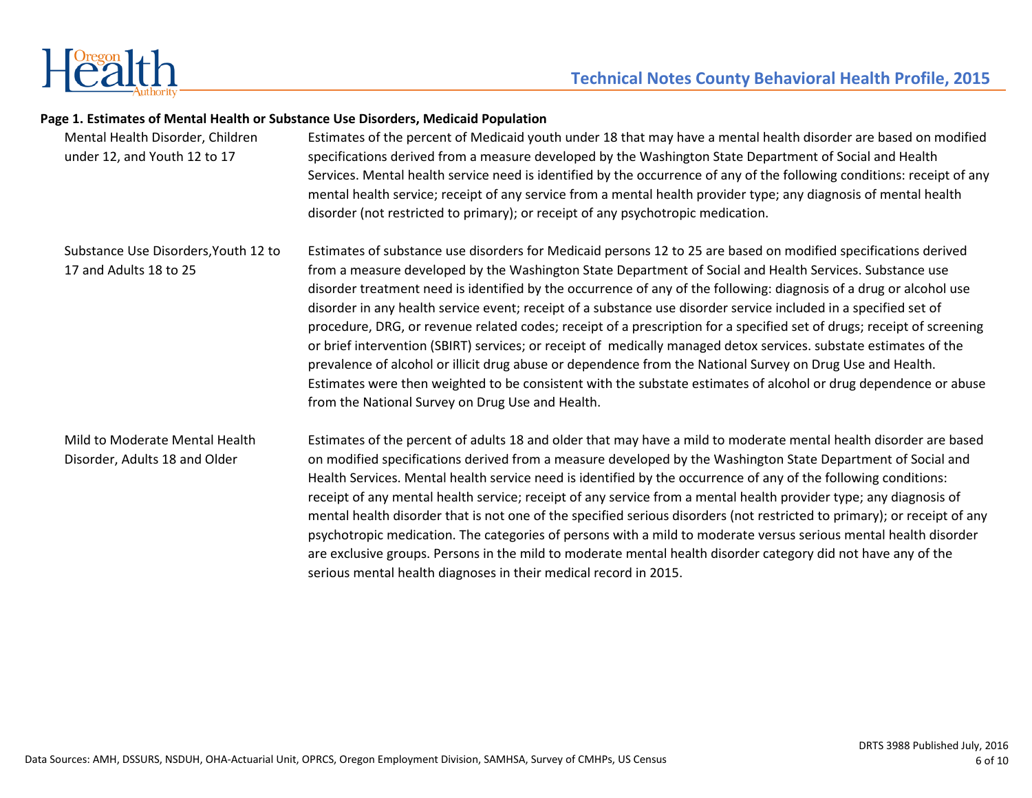## Page 1. Estimates of Mental Health or Substance Use Disorders, Medicaid Population

| | |
|---|---|
| Mental Health Disorder, Children under 12, and Youth 12 to 17 | Estimates of the percent of Medicaid youth under 18 that may have a mental health disorder are based on modified specifications derived from a measure developed by the Washington State Department of Social and Health Services. Mental health service need is identified by the occurrence of any of the following conditions: receipt of any mental health service; receipt of any service from a mental health provider type; any diagnosis of mental health disorder (not restricted to primary); or receipt of any psychotropic medication. |
| Substance Use Disorders,Youth 12 to 17 and Adults 18 to 25 | Estimates of substance use disorders for Medicaid persons 12 to 25 are based on modified specifications derived from a measure developed by the Washington State Department of Social and Health Services. Substance use disorder treatment need is identified by the occurrence of any of the following: diagnosis of a drug or alcohol use disorder in any health service event; receipt of a substance use disorder service included in a specified set of procedure, DRG, or revenue related codes; receipt of a prescription for a specified set of drugs; receipt of screening or brief intervention (SBIRT) services; or receipt of medically managed detox services. substate estimates of the prevalence of alcohol or illicit drug abuse or dependence from the National Survey on Drug Use and Health. Estimates were then weighted to be consistent with the substate estimates of alcohol or drug dependence or abuse from the National Survey on Drug Use and Health. |
| Mild to Moderate Mental Health Disorder, Adults 18 and Older | Estimates of the percent of adults 18 and older that may have a mild to moderate mental health disorder are based on modified specifications derived from a measure developed by the Washington State Department of Social and Health Services. Mental health service need is identified by the occurrence of any of the following conditions: receipt of any mental health service; receipt of any service from a mental health provider type; any diagnosis of mental health disorder that is not one of the specified serious disorders (not restricted to primary); or receipt of any psychotropic medication. The categories of persons with a mild to moderate versus serious mental health disorder are exclusive groups. Persons in the mild to moderate mental health disorder category did not have any of the serious mental health diagnoses in their medical record in 2015. |

Data Sources: AMH, DSSURS, NSDUH, OHA-Actuarial Unit, OPRCS, Oregon Employment Division, SAMHSA, Survey of CMHPs, US Census

DRTS 3988 Published July, 2016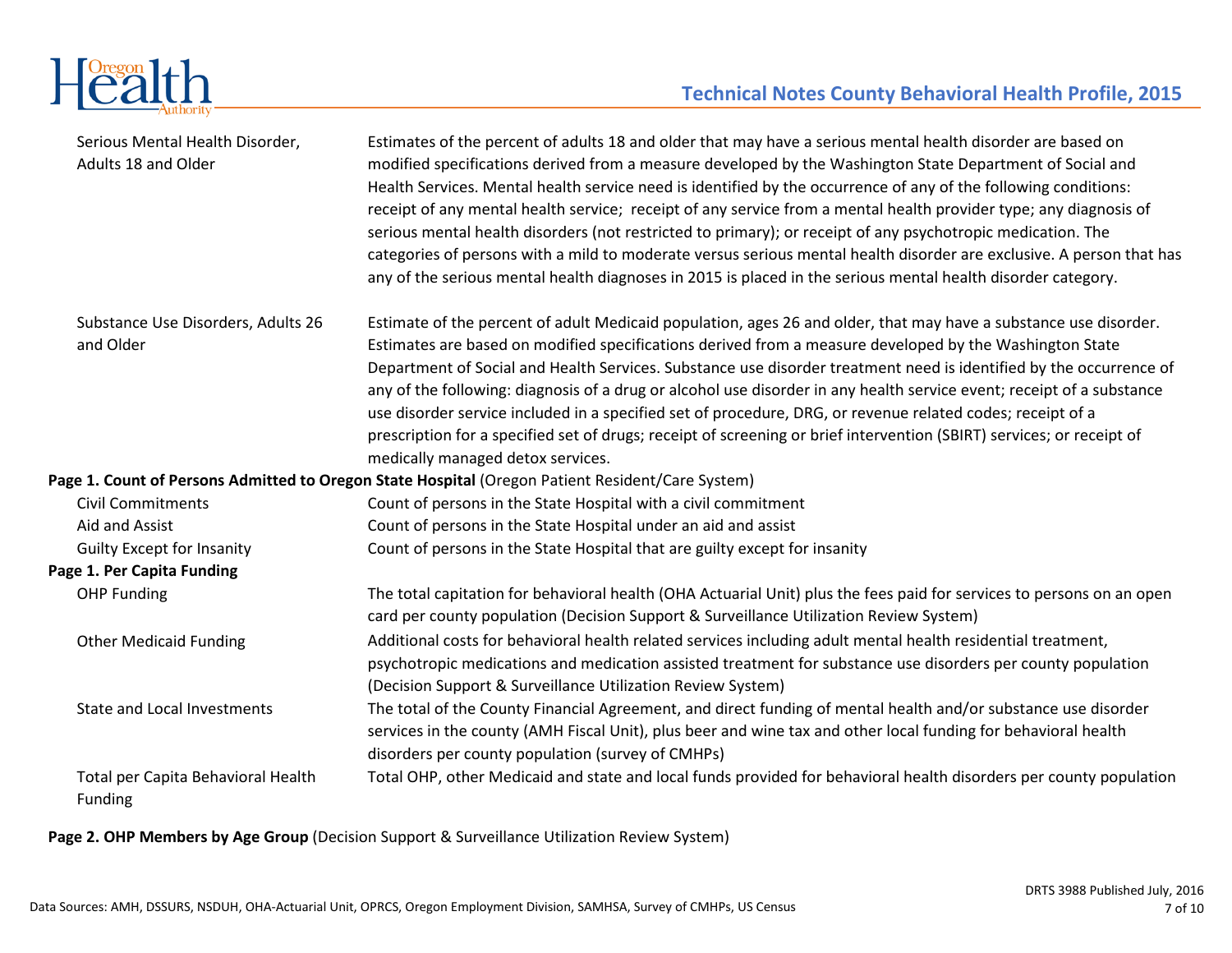| | |
|---|---|
| Serious Mental Health Disorder, Adults 18 and Older | Estimates of the percent of adults 18 and older that may have a serious mental health disorder are based on modified specifications derived from a measure developed by the Washington State Department of Social and Health Services. Mental health service need is identified by the occurrence of any of the following conditions: receipt of any mental health service; receipt of any service from a mental health provider type; any diagnosis of serious mental health disorders (not restricted to primary); or receipt of any psychotropic medication. The categories of persons with a mild to moderate versus serious mental health disorder are exclusive. A person that has any of the serious mental health diagnoses in 2015 is placed in the serious mental health disorder category. |
| Substance Use Disorders, Adults 26 and Older | Estimate of the percent of adult Medicaid population, ages 26 and older, that may have a substance use disorder. Estimates are based on modified specifications derived from a measure developed by the Washington State Department of Social and Health Services. Substance use disorder treatment need is identified by the occurrence of any of the following: diagnosis of a drug or alcohol use disorder in any health service event; receipt of a substance use disorder service included in a specified set of procedure, DRG, or revenue related codes; receipt of a prescription for a specified set of drugs; receipt of screening or brief intervention (SBIRT) services; or receipt of medically managed detox services. |

**Page 1. Count of Persons Admitted to Oregon State Hospital** (Oregon Patient Resident/Care System)

| | |
|---|---|
| Civil Commitments | Count of persons in the State Hospital with a civil commitment |
| Aid and Assist | Count of persons in the State Hospital under an aid and assist |
| Guilty Except for Insanity | Count of persons in the State Hospital that are guilty except for insanity |

**Page 1. Per Capita Funding**

| | |
|---|---|
| OHP Funding | The total capitation for behavioral health (OHA Actuarial Unit) plus the fees paid for services to persons on an open card per county population (Decision Support & Surveillance Utilization Review System) |
| Other Medicaid Funding | Additional costs for behavioral health related services including adult mental health residential treatment, psychotropic medications and medication assisted treatment for substance use disorders per county population (Decision Support & Surveillance Utilization Review System) |
| State and Local Investments | The total of the County Financial Agreement, and direct funding of mental health and/or substance use disorder services in the county (AMH Fiscal Unit), plus beer and wine tax and other local funding for behavioral health disorders per county population (survey of CMHPs) |
| Total per Capita Behavioral Health Funding | Total OHP, other Medicaid and state and local funds provided for behavioral health disorders per county population |

**Page 2. OHP Members by Age Group** (Decision Support & Surveillance Utilization Review System)

Data Sources: AMH, DSSURS, NSDUH, OHA-Actuarial Unit, OPRCS, Oregon Employment Division, SAMHSA, Survey of CMHPs, US Census

DRTS 3988 Published July, 2016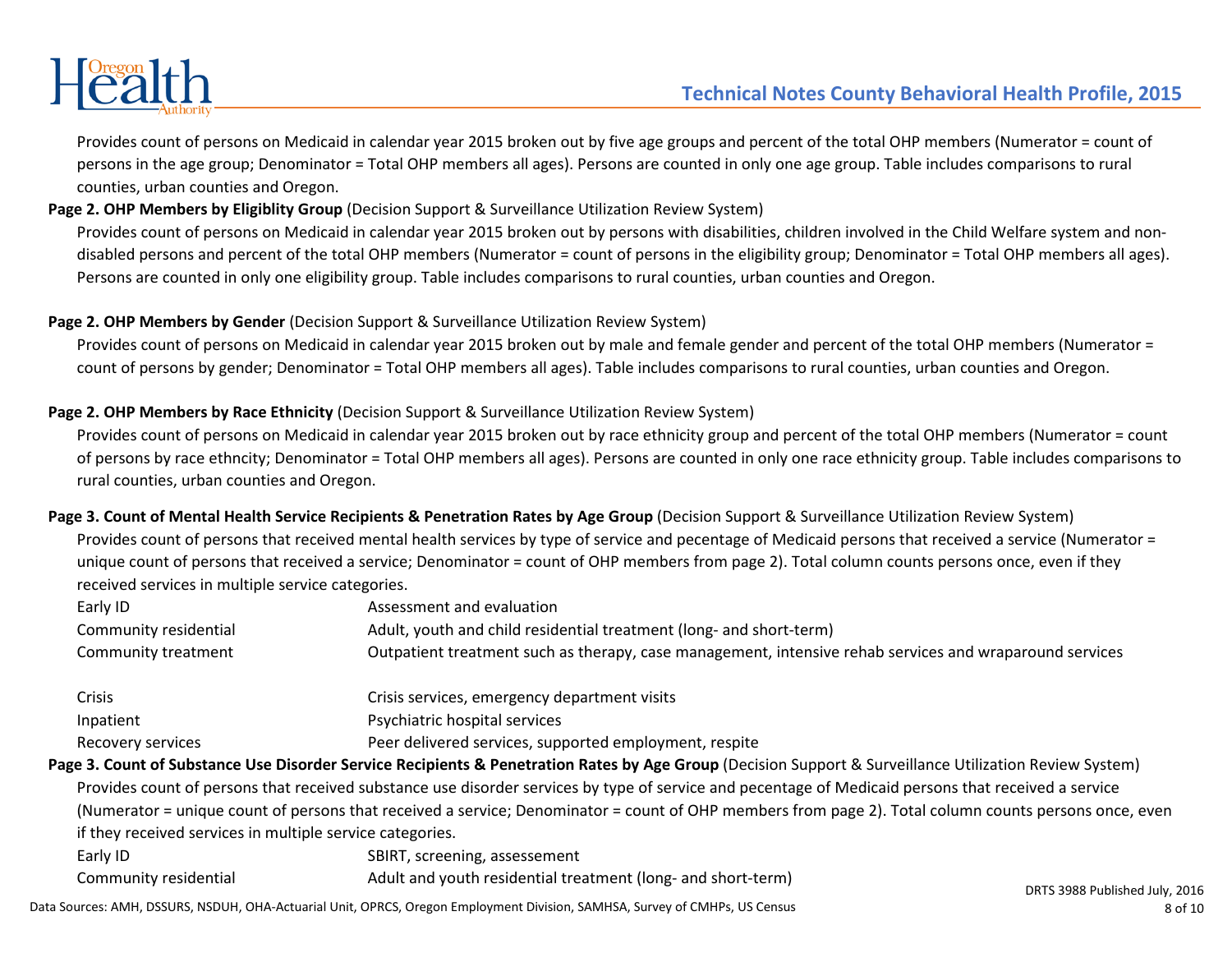Provides count of persons on Medicaid in calendar year 2015 broken out by five age groups and percent of the total OHP members (Numerator = count of persons in the age group; Denominator = Total OHP members all ages). Persons are counted in only one age group. Table includes comparisons to rural counties, urban counties and Oregon.

**Page 2. OHP Members by Eligiblity Group** (Decision Support & Surveillance Utilization Review System)

Provides count of persons on Medicaid in calendar year 2015 broken out by persons with disabilities, children involved in the Child Welfare system and non-disabled persons and percent of the total OHP members (Numerator = count of persons in the eligibility group; Denominator = Total OHP members all ages). Persons are counted in only one eligibility group. Table includes comparisons to rural counties, urban counties and Oregon.

**Page 2. OHP Members by Gender** (Decision Support & Surveillance Utilization Review System)

Provides count of persons on Medicaid in calendar year 2015 broken out by male and female gender and percent of the total OHP members (Numerator = count of persons by gender; Denominator = Total OHP members all ages). Table includes comparisons to rural counties, urban counties and Oregon.

**Page 2. OHP Members by Race Ethnicity** (Decision Support & Surveillance Utilization Review System)

Provides count of persons on Medicaid in calendar year 2015 broken out by race ethnicity group and percent of the total OHP members (Numerator = count of persons by race ethncity; Denominator = Total OHP members all ages). Persons are counted in only one race ethnicity group. Table includes comparisons to rural counties, urban counties and Oregon.

**Page 3. Count of Mental Health Service Recipients & Penetration Rates by Age Group** (Decision Support & Surveillance Utilization Review System)

Provides count of persons that received mental health services by type of service and pecentage of Medicaid persons that received a service (Numerator = unique count of persons that received a service; Denominator = count of OHP members from page 2). Total column counts persons once, even if they received services in multiple service categories.

| | |
|---|---|
| Early ID | Assessment and evaluation |
| Community residential | Adult, youth and child residential treatment (long- and short-term) |
| Community treatment | Outpatient treatment such as therapy, case management, intensive rehab services and wraparound services |
| Crisis | Crisis services, emergency department visits |
| Inpatient | Psychiatric hospital services |
| Recovery services | Peer delivered services, supported employment, respite |

**Page 3. Count of Substance Use Disorder Service Recipients & Penetration Rates by Age Group** (Decision Support & Surveillance Utilization Review System)

Provides count of persons that received substance use disorder services by type of service and pecentage of Medicaid persons that received a service (Numerator = unique count of persons that received a service; Denominator = count of OHP members from page 2). Total column counts persons once, even if they received services in multiple service categories.

| | |
|---|---|
| Early ID | SBIRT, screening, assesement |
| Community residential | Adult and youth residential treatment (long- and short-term) |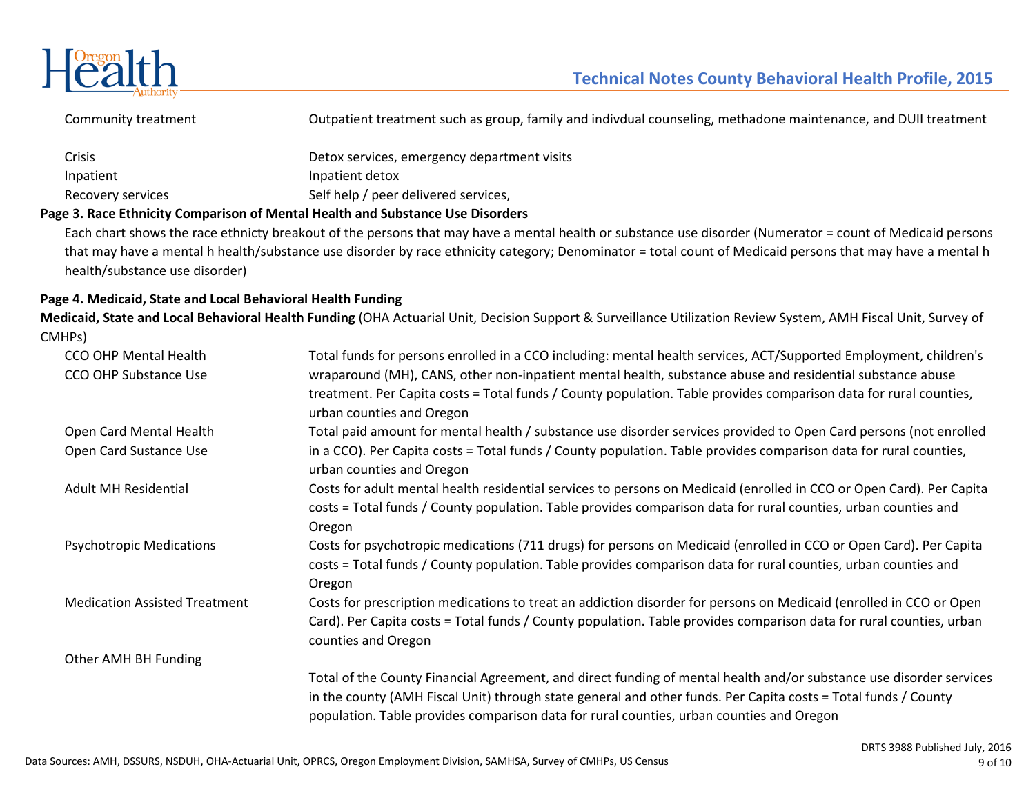| | |
|---|---|
| Community treatment | Outpatient treatment such as group, family and indivdual counseling, methadone maintenance, and DUII treatment |
| Crisis | Detox services, emergency department visits |
| Inpatient | Inpatient detox |
| Recovery services | Self help / peer delivered services, |

**Page 3. Race Ethnicity Comparison of Mental Health and Substance Use Disorders**

Each chart shows the race ethnicty breakout of the persons that may have a mental health or substance use disorder (Numerator = count of Medicaid persons that may have a mental h health/substance use disorder by race ethnicity category; Denominator = total count of Medicaid persons that may have a mental h health/substance use disorder)

**Page 4. Medicaid, State and Local Behavioral Health Funding**

**Medicaid, State and Local Behavioral Health Funding** (OHA Actuarial Unit, Decision Support & Surveillance Utilization Review System, AMH Fiscal Unit, Survey of CMHPs)

| | |
|---|---|
| CCO OHP Mental Health<br>CCO OHP Substance Use | Total funds for persons enrolled in a CCO including: mental health services, ACT/Supported Employment, children's wraparound (MH), CANS, other non-inpatient mental health, substance abuse and residential substance abuse treatment. Per Capita costs = Total funds / County population. Table provides comparison data for rural counties, urban counties and Oregon |
| Open Card Mental Health<br>Open Card Sustance Use | Total paid amount for mental health / substance use disorder services provided to Open Card persons (not enrolled in a CCO). Per Capita costs = Total funds / County population. Table provides comparison data for rural counties, urban counties and Oregon |
| Adult MH Residential | Costs for adult mental health residential services to persons on Medicaid (enrolled in CCO or Open Card). Per Capita costs = Total funds / County population. Table provides comparison data for rural counties, urban counties and Oregon |
| Psychotropic Medications | Costs for psychotropic medications (711 drugs) for persons on Medicaid (enrolled in CCO or Open Card). Per Capita costs = Total funds / County population. Table provides comparison data for rural counties, urban counties and Oregon |
| Medication Assisted Treatment | Costs for prescription medications to treat an addiction disorder for persons on Medicaid (enrolled in CCO or Open Card). Per Capita costs = Total funds / County population. Table provides comparison data for rural counties, urban counties and Oregon |
| Other AMH BH Funding | Total of the County Financial Agreement, and direct funding of mental health and/or substance use disorder services in the county (AMH Fiscal Unit) through state general and other funds. Per Capita costs = Total funds / County population. Table provides comparison data for rural counties, urban counties and Oregon |

Data Sources: AMH, DSSURS, NSDUH, OHA-Actuarial Unit, OPRCS, Oregon Employment Division, SAMHSA, Survey of CMHPs, US Census

DRTS 3988 Published July, 2016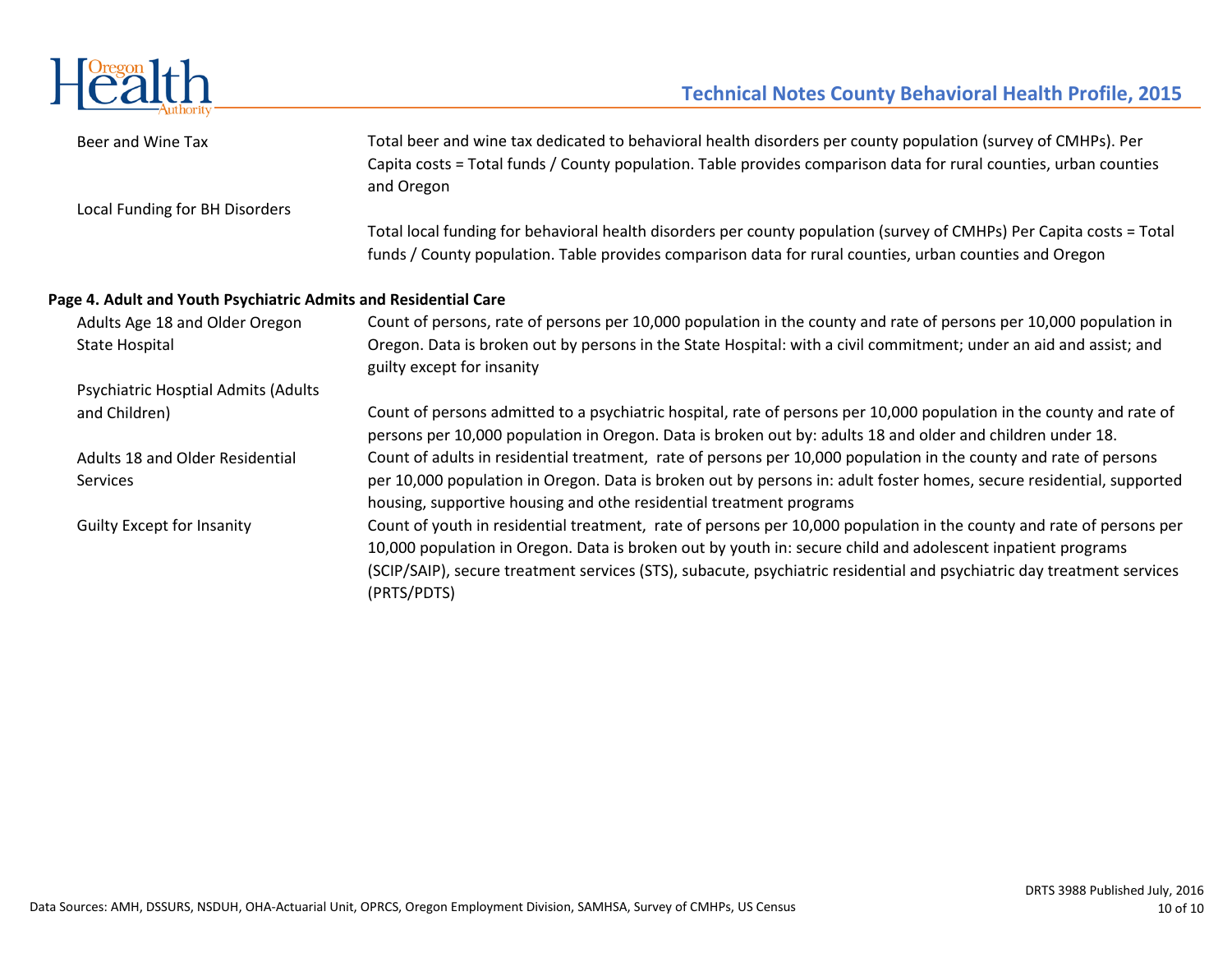| | |
|---|---|
| Beer and Wine Tax | Total beer and wine tax dedicated to behavioral health disorders per county population (survey of CMHPs). Per Capita costs = Total funds / County population. Table provides comparison data for rural counties, urban counties and Oregon |
| Local Funding for BH Disorders | Total local funding for behavioral health disorders per county population (survey of CMHPs) Per Capita costs = Total funds / County population. Table provides comparison data for rural counties, urban counties and Oregon |

**Page 4. Adult and Youth Psychiatric Admits and Residential Care**

| | |
|---|---|
| Adults Age 18 and Older Oregon State Hospital | Count of persons, rate of persons per 10,000 population in the county and rate of persons per 10,000 population in Oregon. Data is broken out by persons in the State Hospital: with a civil commitment; under an aid and assist; and guilty except for insanity |
| Psychiatric Hosptial Admits (Adults and Children) | Count of persons admitted to a psychiatric hospital, rate of persons per 10,000 population in the county and rate of persons per 10,000 population in Oregon. Data is broken out by: adults 18 and older and children under 18. |
| Adults 18 and Older Residential Services | Count of adults in residential treatment, rate of persons per 10,000 population in the county and rate of persons per 10,000 population in Oregon. Data is broken out by persons in: adult foster homes, secure residential, supported housing, supportive housing and othe residential treatment programs |
| Guilty Except for Insanity | Count of youth in residential treatment, rate of persons per 10,000 population in the county and rate of persons per 10,000 population in Oregon. Data is broken out by youth in: secure child and adolescent inpatient programs (SCIP/SAIP), secure treatment services (STS), subacute, psychiatric residential and psychiatric day treatment services (PRTS/PDTS) |

Data Sources: AMH, DSSURS, NSDUH, OHA-Actuarial Unit, OPRCS, Oregon Employment Division, SAMHSA, Survey of CMHPs, US Census

DRTS 3988 Published July, 2016